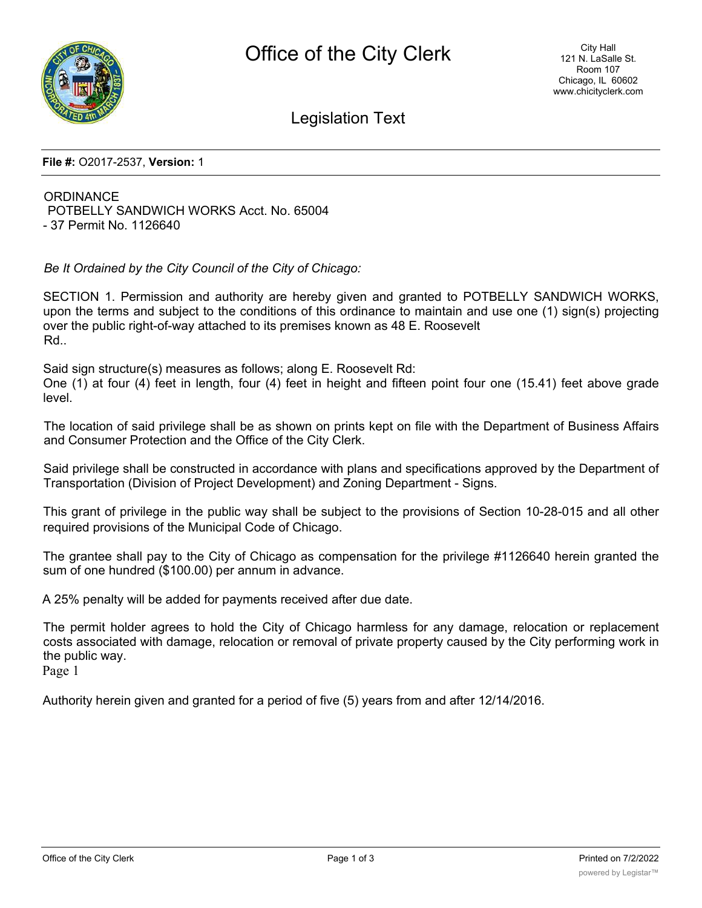# Office of the City Clerk

City Hall
121 N. LaSalle St.
Room 107
Chicago, IL 60602
www.chicityclerk.com

## Legislation Text

**File #:** O2017-2537, **Version:** 1

ORDINANCE
POTBELLY SANDWICH WORKS Acct. No. 65004
- 37 Permit No. 1126640

*Be It Ordained by the City Council of the City of Chicago:*

SECTION 1. Permission and authority are hereby given and granted to POTBELLY SANDWICH WORKS, upon the terms and subject to the conditions of this ordinance to maintain and use one (1) sign(s) projecting over the public right-of-way attached to its premises known as 48 E. Roosevelt Rd..

Said sign structure(s) measures as follows; along E. Roosevelt Rd:
One (1) at four (4) feet in length, four (4) feet in height and fifteen point four one (15.41) feet above grade level.

The location of said privilege shall be as shown on prints kept on file with the Department of Business Affairs and Consumer Protection and the Office of the City Clerk.

Said privilege shall be constructed in accordance with plans and specifications approved by the Department of Transportation (Division of Project Development) and Zoning Department - Signs.

This grant of privilege in the public way shall be subject to the provisions of Section 10-28-015 and all other required provisions of the Municipal Code of Chicago.

The grantee shall pay to the City of Chicago as compensation for the privilege #1126640 herein granted the sum of one hundred ($100.00) per annum in advance.

A 25% penalty will be added for payments received after due date.

The permit holder agrees to hold the City of Chicago harmless for any damage, relocation or replacement costs associated with damage, relocation or removal of private property caused by the City performing work in the public way.

Authority herein given and granted for a period of five (5) years from and after 12/14/2016.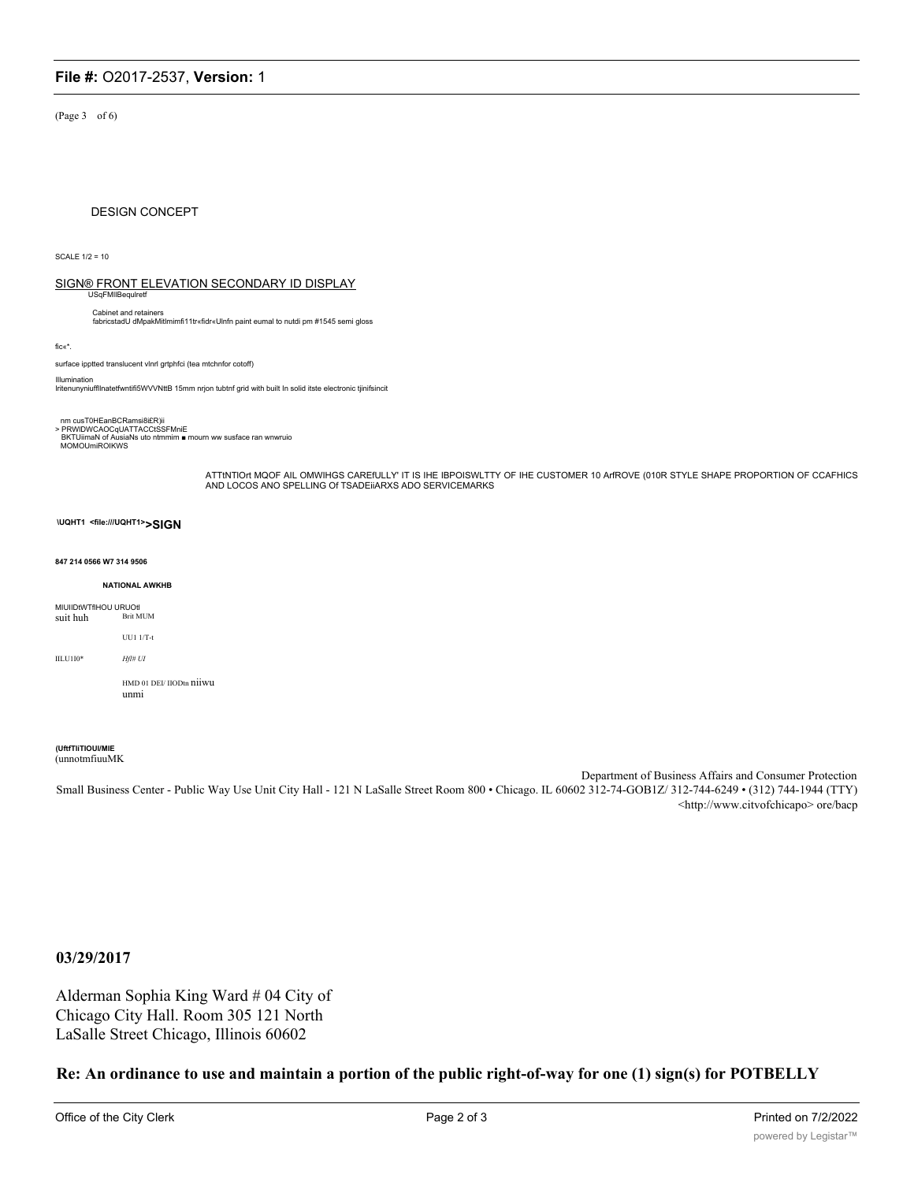(Page 3 of 6)

DESIGN CONCEPT

SCALE 1/2 = 10

SIGN® FRONT ELEVATION SECONDARY ID DISPLAY

USqFMIlBequlretf

Cabinet and retainers
fabricstadU dMpakMitlmimfi11tr«fidr«Ulnfn paint eumal to nutdi pm #1545 semi gloss

fic«*.

surface ipptted translucent vlnrl grtphfci (tea mtchnfor cotoff)

Illumination
Iritenunyniufflnatetfwntifi5WVVNttB 15mm nrjon tubtnf grid with built In solid itste electronic tjinifsincit

nm cusT0HEanBCRamsi8i£R)ii
> PRWIDWCAOCqUATTACCtSSFMniE
BKTUiimaN of AusiaNs uto ntmmim ■ mourn ww susface ran wnwruio
MOMOUmiROIKWS

ATTtNTIOrt MQOF AIL OMWIHGS CAREfULLY' IT IS IHE IBPOISWLTTY OF IHE CUSTOMER 10 ArfROVE (010R STYLE SHAPE PROPORTION OF CCAFHICS AND LOCOS ANO SPELLING Of TSADEiiARXS ADO SERVICEMARKS

\UQHT1 <file:///UQHT1>**>SIGN**

**847 214 0566 W7 314 9506**

**NATIONAL AWKHB**

MIUIIDtWTflHOU URUOtl

suit huh Brit MUM

UU1 1/T-t

IILU1I0* *Hfl# UI*

HMD 01 DEI/ IIODtn niiwu
unmi

**(UftfTiiTIOUI/MIE**
(unnotmfiuuMK

Department of Business Affairs and Consumer Protection
Small Business Center - Public Way Use Unit City Hall - 121 N LaSalle Street Room 800 • Chicago. IL 60602 312-74-GOB1Z/ 312-744-6249 • (312) 744-1944 (TTY) <http://www.citvofchicapo> ore/bacp

**03/29/2017**

Alderman Sophia King Ward # 04 City of Chicago City Hall. Room 305 121 North LaSalle Street Chicago, Illinois 60602

**Re: An ordinance to use and maintain a portion of the public right-of-way for one (1) sign(s) for POTBELLY**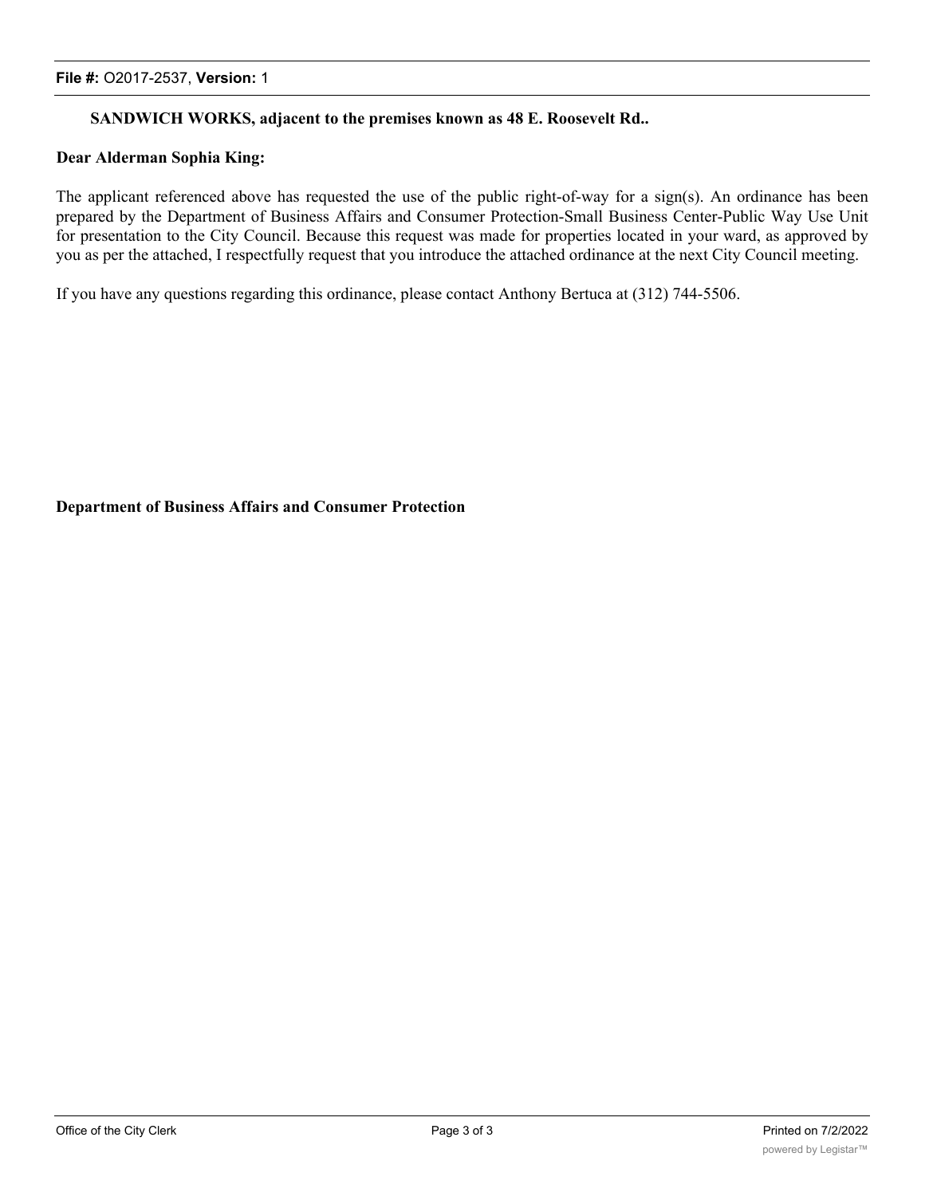**SANDWICH WORKS, adjacent to the premises known as 48 E. Roosevelt Rd..**

**Dear Alderman Sophia King:**

The applicant referenced above has requested the use of the public right-of-way for a sign(s). An ordinance has been prepared by the Department of Business Affairs and Consumer Protection-Small Business Center-Public Way Use Unit for presentation to the City Council. Because this request was made for properties located in your ward, as approved by you as per the attached, I respectfully request that you introduce the attached ordinance at the next City Council meeting.

If you have any questions regarding this ordinance, please contact Anthony Bertuca at (312) 744-5506.

**Department of Business Affairs and Consumer Protection**